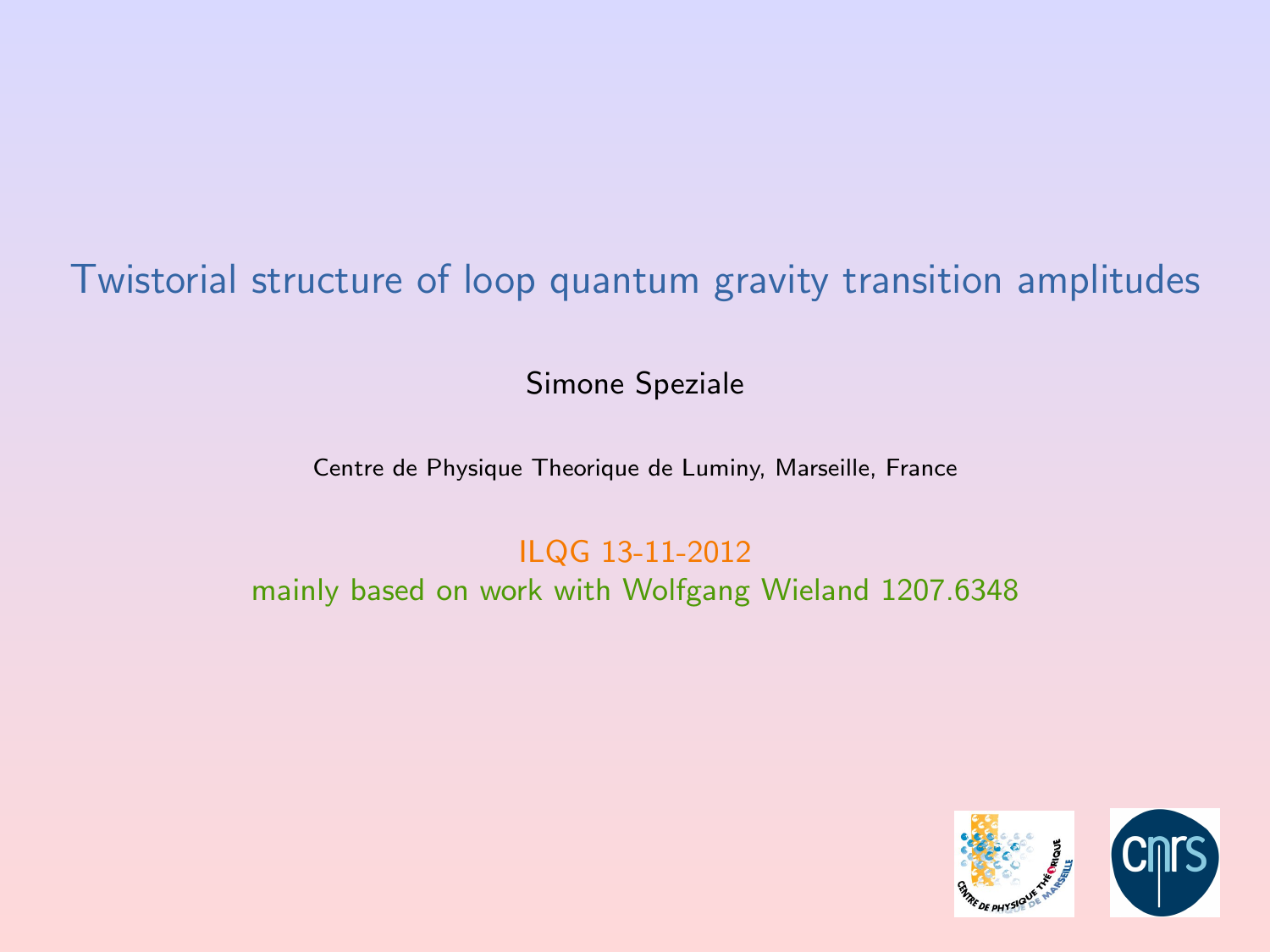# Twistorial structure of loop quantum gravity transition amplitudes

Simone Speziale

Centre de Physique Theorique de Luminy, Marseille, France

ILQG 13-11-2012

mainly based on work with Wolfgang Wieland 1207.6348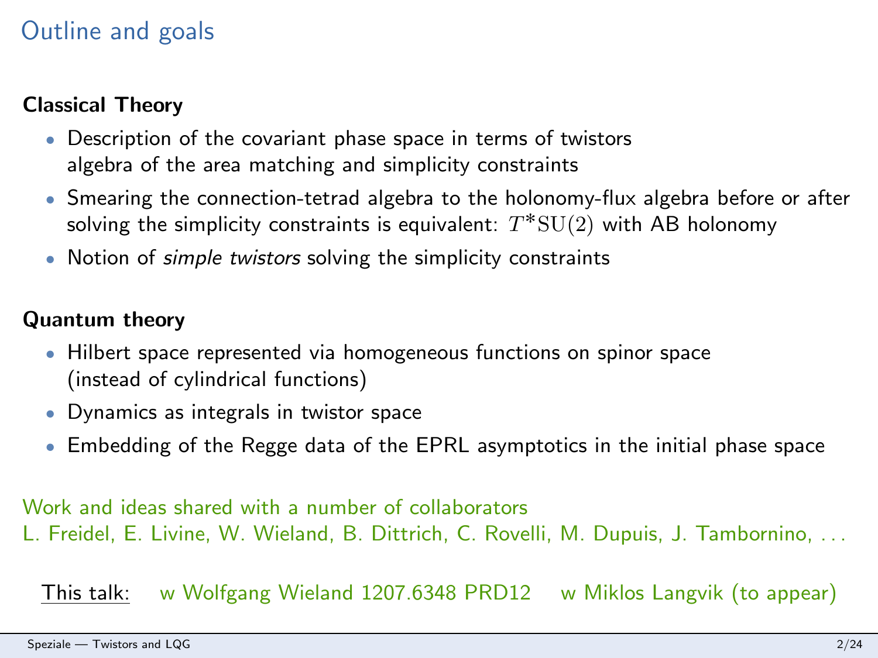# Outline and goals

**Classical Theory**

- Description of the covariant phase space in terms of twistors
  algebra of the area matching and simplicity constraints
- Smearing the connection-tetrad algebra to the holonomy-flux algebra before or after solving the simplicity constraints is equivalent: $T^*\mathrm{SU}(2)$ with AB holonomy
- Notion of *simple twistors* solving the simplicity constraints

**Quantum theory**

- Hilbert space represented via homogeneous functions on spinor space
  (instead of cylindrical functions)
- Dynamics as integrals in twistor space
- Embedding of the Regge data of the EPRL asymptotics in the initial phase space

Work and ideas shared with a number of collaborators
L. Freidel, E. Livine, W. Wieland, B. Dittrich, C. Rovelli, M. Dupuis, J. Tambornino, . . .

This talk: w Wolfgang Wieland 1207.6348 PRD12 w Miklos Langvik (to appear)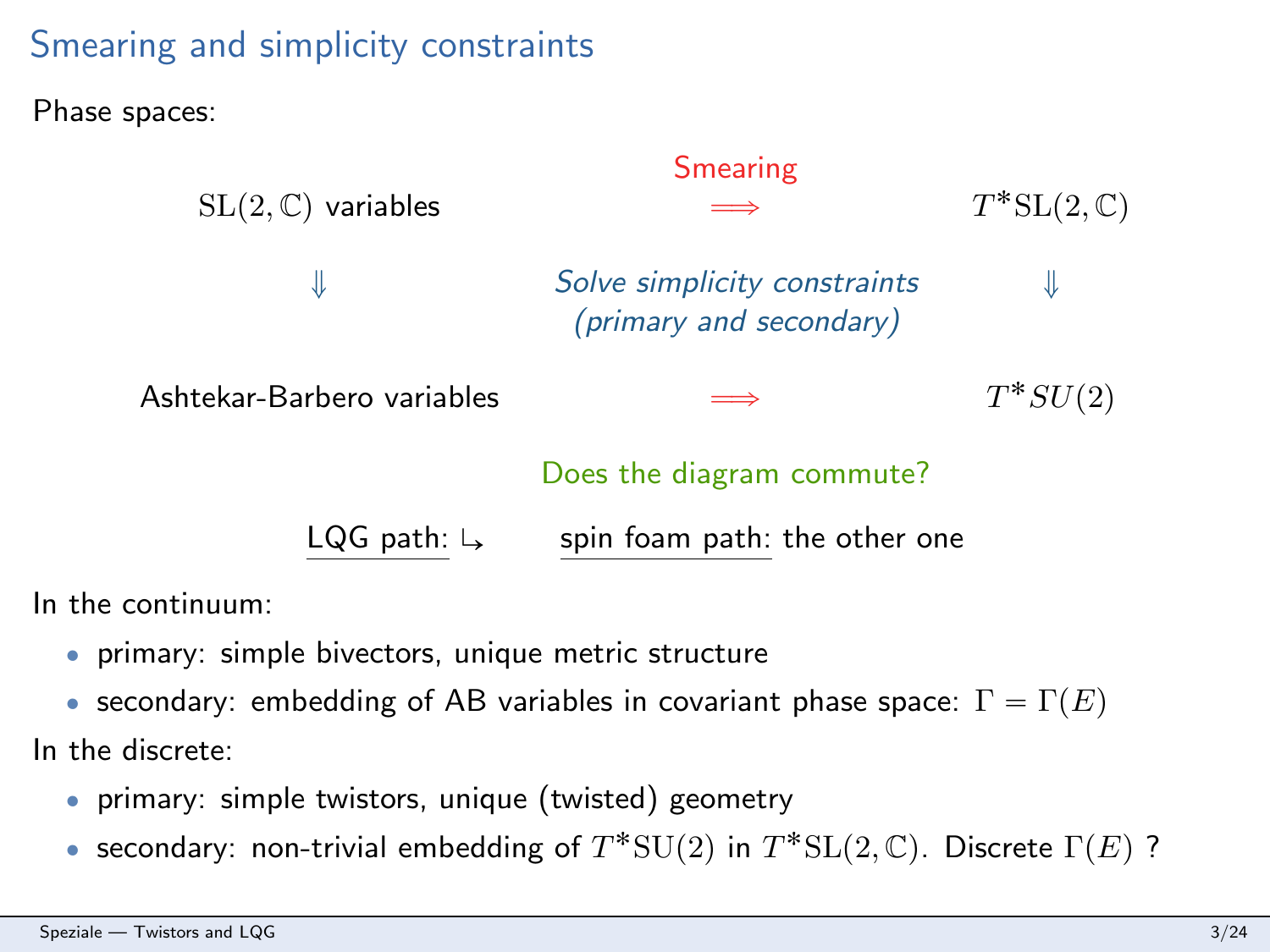# Smearing and simplicity constraints

Phase spaces:

| | | |
|---|---|---|
| $\mathrm{SL}(2,\mathbb{C})$ variables | Smearing $\Longrightarrow$ | $T^*\mathrm{SL}(2,\mathbb{C})$ |
| $\Downarrow$ | *Solve simplicity constraints (primary and secondary)* | $\Downarrow$ |
| Ashtekar-Barbero variables | $\Longrightarrow$ | $T^*SU(2)$ |

Does the diagram commute?

LQG path: ↳ spin foam path: the other one

In the continuum:

- primary: simple bivectors, unique metric structure
- secondary: embedding of AB variables in covariant phase space: $\Gamma = \Gamma(E)$

In the discrete:

- primary: simple twistors, unique (twisted) geometry
- secondary: non-trivial embedding of $T^*\mathrm{SU}(2)$ in $T^*\mathrm{SL}(2,\mathbb{C})$. Discrete $\Gamma(E)$ ?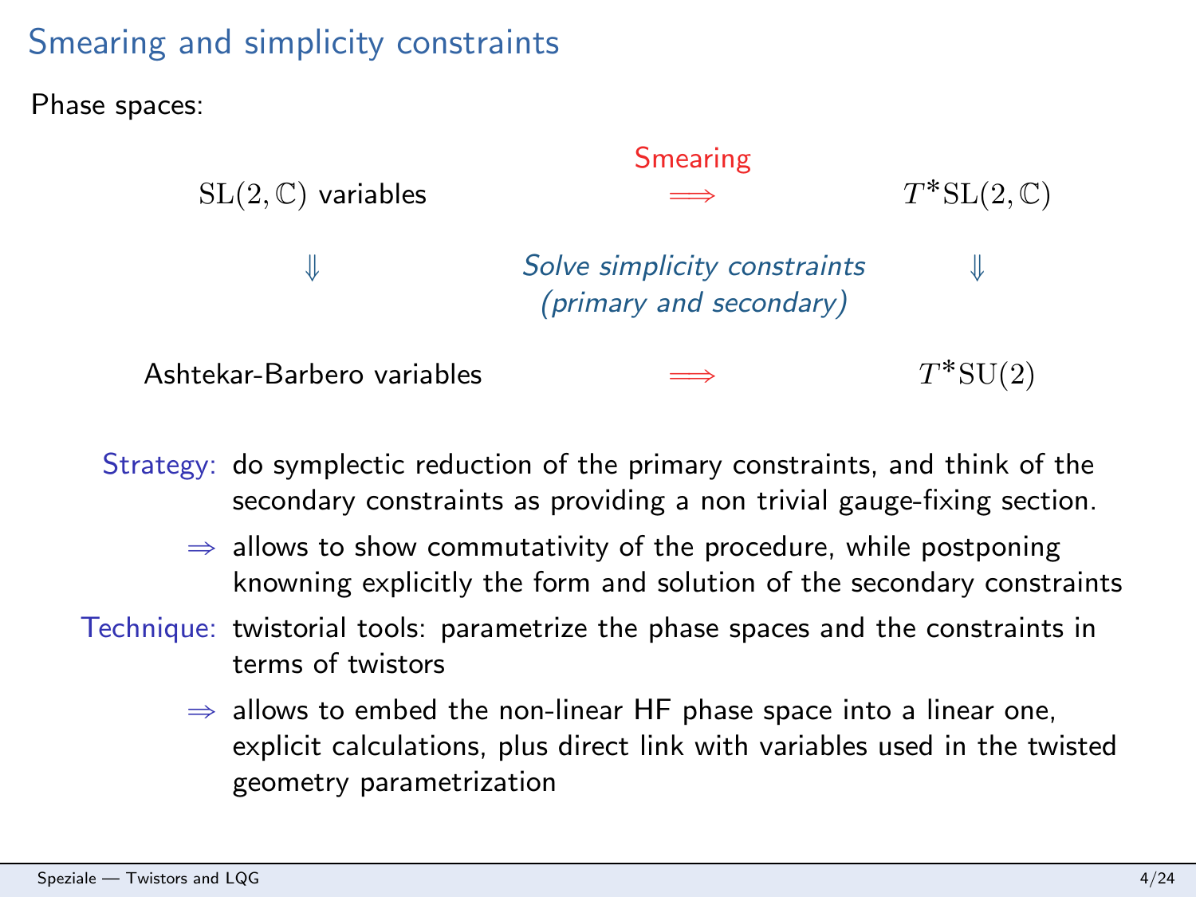# Smearing and simplicity constraints

Phase spaces:

| | Smearing | |
|---|---|---|
| $\mathrm{SL}(2,\mathbb{C})$ variables | $\Longrightarrow$ | $T^*\mathrm{SL}(2,\mathbb{C})$ |
| $\Downarrow$ | *Solve simplicity constraints (primary and secondary)* | $\Downarrow$ |
| Ashtekar-Barbero variables | $\Longrightarrow$ | $T^*\mathrm{SU}(2)$ |

**Strategy:** do symplectic reduction of the primary constraints, and think of the secondary constraints as providing a non trivial gauge-fixing section.

- $\Rightarrow$ allows to show commutativity of the procedure, while postponing knowning explicitly the form and solution of the secondary constraints

**Technique:** twistorial tools: parametrize the phase spaces and the constraints in terms of twistors

- $\Rightarrow$ allows to embed the non-linear HF phase space into a linear one, explicit calculations, plus direct link with variables used in the twisted geometry parametrization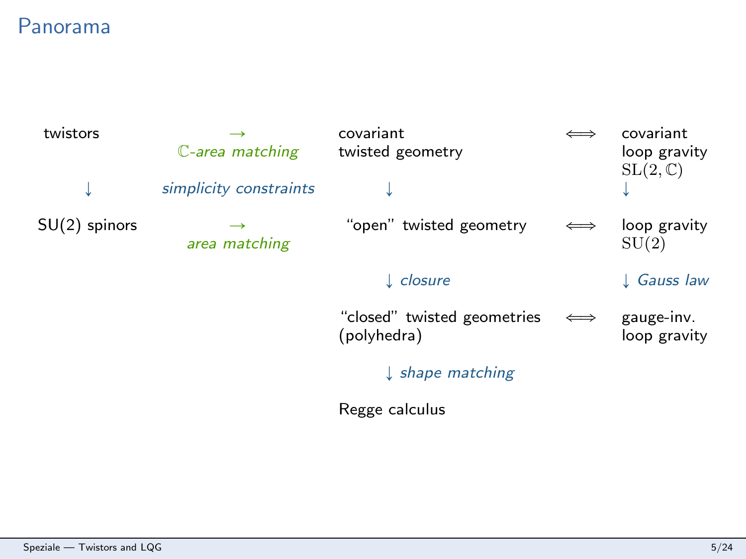# Panorama

| | | | | |
|---|---|---|---|---|
| twistors | $\rightarrow$ *$\mathbb{C}$-area matching* | covariant twisted geometry | $\Longleftrightarrow$ | covariant loop gravity $\mathrm{SL}(2,\mathbb{C})$ |
| $\downarrow$ | *simplicity constraints* | $\downarrow$ | | $\downarrow$ |
| SU(2) spinors | $\rightarrow$ *area matching* | "open" twisted geometry | $\Longleftrightarrow$ | loop gravity $\mathrm{SU}(2)$ |
| | | $\downarrow$ *closure* | | $\downarrow$ *Gauss law* |
| | | "closed" twisted geometries (polyhedra) | $\Longleftrightarrow$ | gauge-inv. loop gravity |
| | | $\downarrow$ *shape matching* | | |
| | | Regge calculus | | |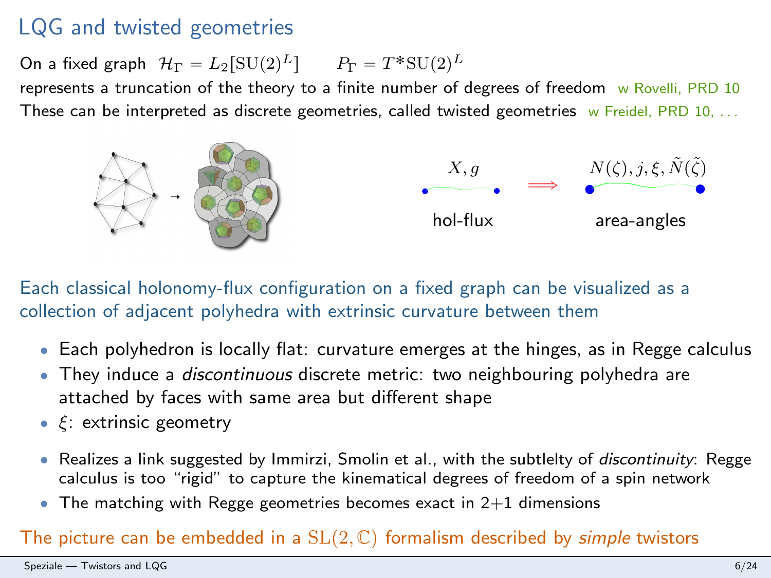# LQG and twisted geometries

On a fixed graph $\mathcal{H}_\Gamma = L_2[\mathrm{SU}(2)^L]$ $\quad P_\Gamma = T^*\mathrm{SU}(2)^L$

represents a truncation of the theory to a finite number of degrees of freedom w Rovelli, PRD 10

These can be interpreted as discrete geometries, called twisted geometries w Freidel, PRD 10, ...

$X, g$ $\Longrightarrow$ $N(\zeta), j, \xi, \tilde{N}(\tilde{\zeta})$

hol-flux area-angles

Each classical holonomy-flux configuration on a fixed graph can be visualized as a collection of adjacent polyhedra with extrinsic curvature between them

- Each polyhedron is locally flat: curvature emerges at the hinges, as in Regge calculus
- They induce a *discontinuous* discrete metric: two neighbouring polyhedra are attached by faces with same area but different shape
- $\xi$: extrinsic geometry

- Realizes a link suggested by Immirzi, Smolin et al., with the subtlelty of *discontinuity*: Regge calculus is too "rigid" to capture the kinematical degrees of freedom of a spin network
- The matching with Regge geometries becomes exact in 2+1 dimensions

The picture can be embedded in a $\mathrm{SL}(2,\mathbb{C})$ formalism described by *simple* twistors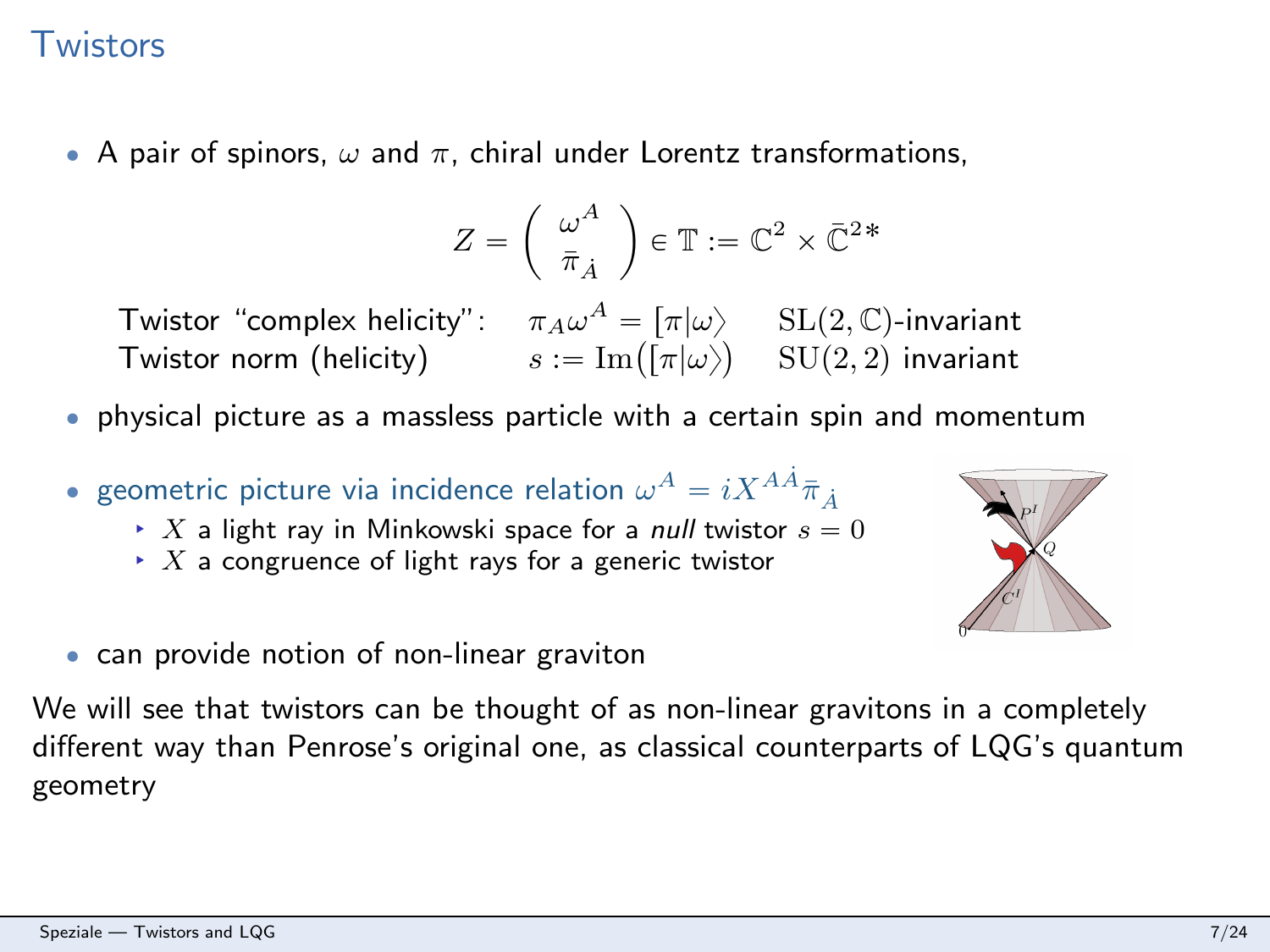# Twistors

- A pair of spinors, $\omega$ and $\pi$, chiral under Lorentz transformations,

$$Z = \begin{pmatrix} \omega^A \\ \bar{\pi}_{\dot{A}} \end{pmatrix} \in \mathbb{T} := \mathbb{C}^2 \times \bar{\mathbb{C}}^{2*}$$

| | | |
|---|---|---|
| Twistor "complex helicity": | $\pi_A \omega^A = [\pi\|\omega\rangle$ | $\mathrm{SL}(2,\mathbb{C})$-invariant |
| Twistor norm (helicity) | $s := \mathrm{Im}\big([\pi\|\omega\rangle\big)$ | $\mathrm{SU}(2,2)$ invariant |

- physical picture as a massless particle with a certain spin and momentum
- geometric picture via incidence relation $\omega^A = iX^{A\dot{A}}\bar{\pi}_{\dot{A}}$
  - $X$ a light ray in Minkowski space for a *null* twistor $s = 0$
  - $X$ a congruence of light rays for a generic twistor
- can provide notion of non-linear graviton

We will see that twistors can be thought of as non-linear gravitons in a completely different way than Penrose's original one, as classical counterparts of LQG's quantum geometry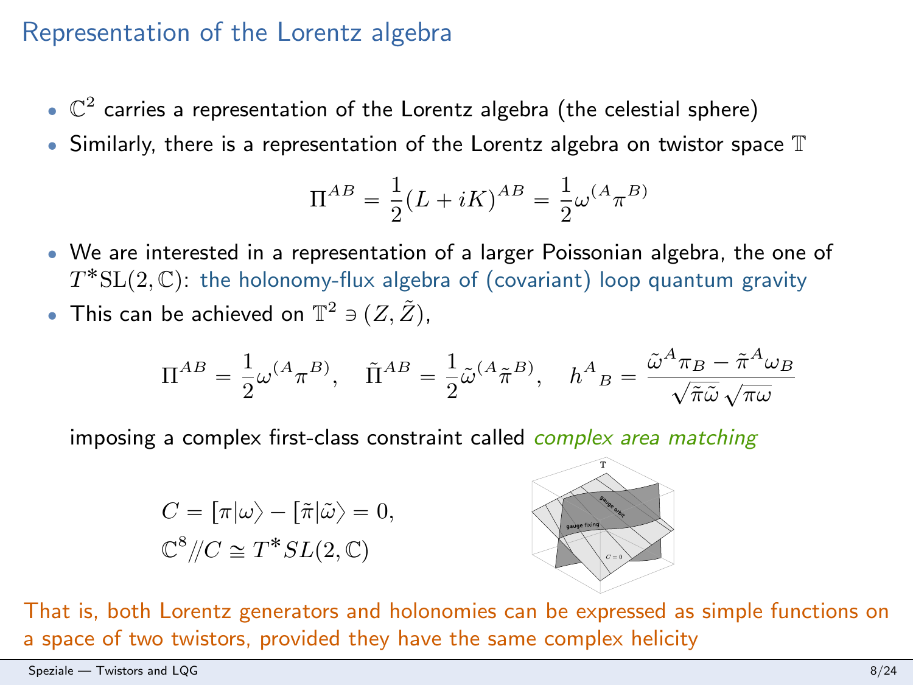# Representation of the Lorentz algebra

- $\mathbb{C}^2$ carries a representation of the Lorentz algebra (the celestial sphere)
- Similarly, there is a representation of the Lorentz algebra on twistor space $\mathbb{T}$

$$\Pi^{AB} = \frac{1}{2}(L + iK)^{AB} = \frac{1}{2}\omega^{(A}\pi^{B)}$$

- We are interested in a representation of a larger Poissonian algebra, the one of $T^*\mathrm{SL}(2,\mathbb{C})$: the holonomy-flux algebra of (covariant) loop quantum gravity
- This can be achieved on $\mathbb{T}^2 \ni (Z, \tilde{Z})$,

$$\Pi^{AB} = \frac{1}{2}\omega^{(A}\pi^{B)}, \quad \tilde{\Pi}^{AB} = \frac{1}{2}\tilde{\omega}^{(A}\tilde{\pi}^{B)}, \quad h^A{}_B = \frac{\tilde{\omega}^A\pi_B - \tilde{\pi}^A\omega_B}{\sqrt{\tilde{\pi}\tilde{\omega}}\,\sqrt{\pi\omega}}$$

imposing a complex first-class constraint called *complex area matching*

$$C = [\pi|\omega\rangle - [\tilde{\pi}|\tilde{\omega}\rangle = 0,$$
$$\mathbb{C}^8 /\!/ C \cong T^*SL(2,\mathbb{C})$$

That is, both Lorentz generators and holonomies can be expressed as simple functions on a space of two twistors, provided they have the same complex helicity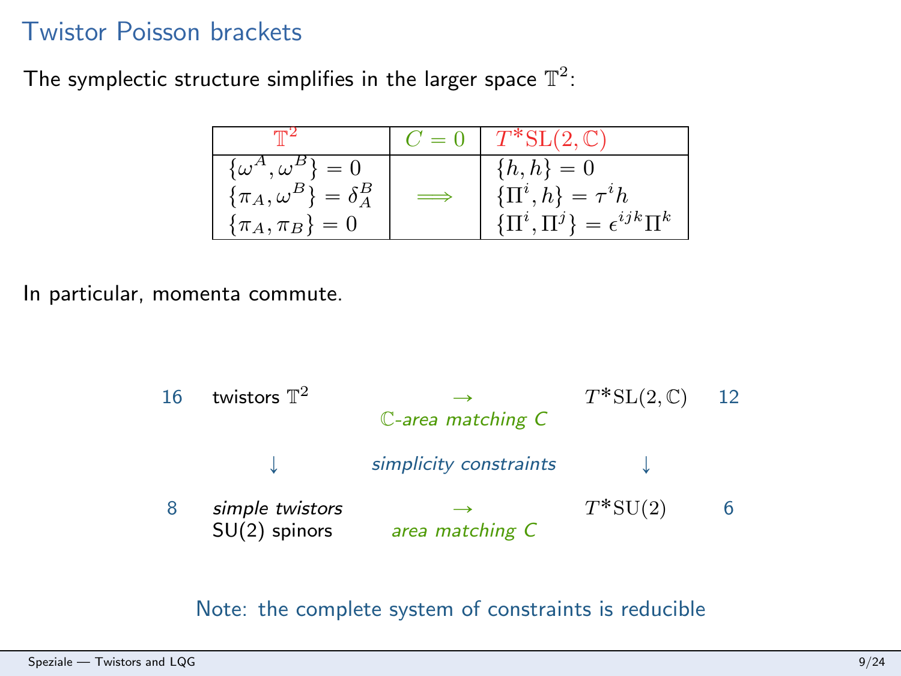# Twistor Poisson brackets

The symplectic structure simplifies in the larger space $\mathbb{T}^2$:

| $\mathbb{T}^2$ | $C=0$ | $T^*\mathrm{SL}(2,\mathbb{C})$ |
|---|---|---|
| $\{\omega^A,\omega^B\}=0$ <br> $\{\pi_A,\omega^B\}=\delta_A^B$ <br> $\{\pi_A,\pi_B\}=0$ | $\Longrightarrow$ | $\{h,h\}=0$ <br> $\{\Pi^i,h\}=\tau^i h$ <br> $\{\Pi^i,\Pi^j\}=\epsilon^{ijk}\Pi^k$ |

In particular, momenta commute.

| | | | | |
|---|---|---|---|---|
| 16 | twistors $\mathbb{T}^2$ | $\rightarrow$ <br> *$\mathbb{C}$-area matching C* | $T^*\mathrm{SL}(2,\mathbb{C})$ | 12 |
| | $\downarrow$ | *simplicity constraints* | $\downarrow$ | |
| 8 | *simple twistors* <br> SU(2) spinors | $\rightarrow$ <br> *area matching C* | $T^*\mathrm{SU}(2)$ | 6 |

Note: the complete system of constraints is reducible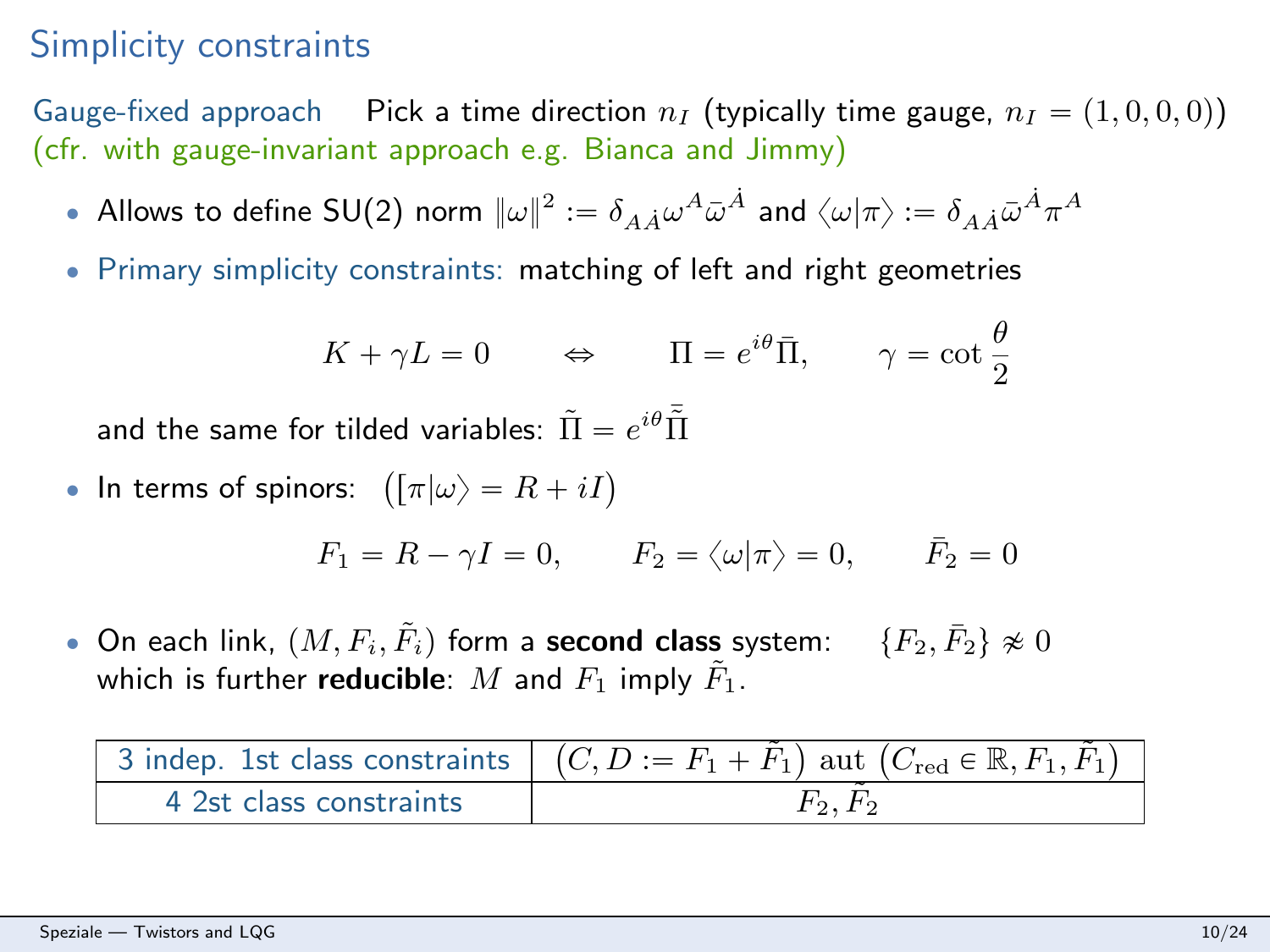# Simplicity constraints

Gauge-fixed approach Pick a time direction $n_I$ (typically time gauge, $n_I = (1, 0, 0, 0)$)
(cfr. with gauge-invariant approach e.g. Bianca and Jimmy)

- Allows to define SU(2) norm $\|\omega\|^2 := \delta_{A\dot{A}}\omega^A\bar{\omega}^{\dot{A}}$ and $\langle\omega|\pi\rangle := \delta_{A\dot{A}}\bar{\omega}^{\dot{A}}\pi^A$
- Primary simplicity constraints: matching of left and right geometries

$$K + \gamma L = 0 \qquad \Leftrightarrow \qquad \Pi = e^{i\theta}\bar{\Pi}, \qquad \gamma = \cot\frac{\theta}{2}$$

  and the same for tilded variables: $\tilde{\Pi} = e^{i\theta}\bar{\tilde{\Pi}}$

- In terms of spinors: $\left([\pi|\omega\rangle = R + iI\right)$

$$F_1 = R - \gamma I = 0, \qquad F_2 = \langle\omega|\pi\rangle = 0, \qquad \bar{F}_2 = 0$$

- On each link, $(M, F_i, \tilde{F}_i)$ form a **second class** system: $\{F_2, \bar{F}_2\} \not\approx 0$ which is further **reducible**: $M$ and $F_1$ imply $\tilde{F}_1$.

| 3 indep. 1st class constraints | $\left(C, D := F_1 + \tilde{F}_1\right)$ aut $\left(C_{\text{red}} \in \mathbb{R}, F_1, \tilde{F}_1\right)$ |
|---|---|
| 4 2st class constraints | $F_2, \tilde{F}_2$ |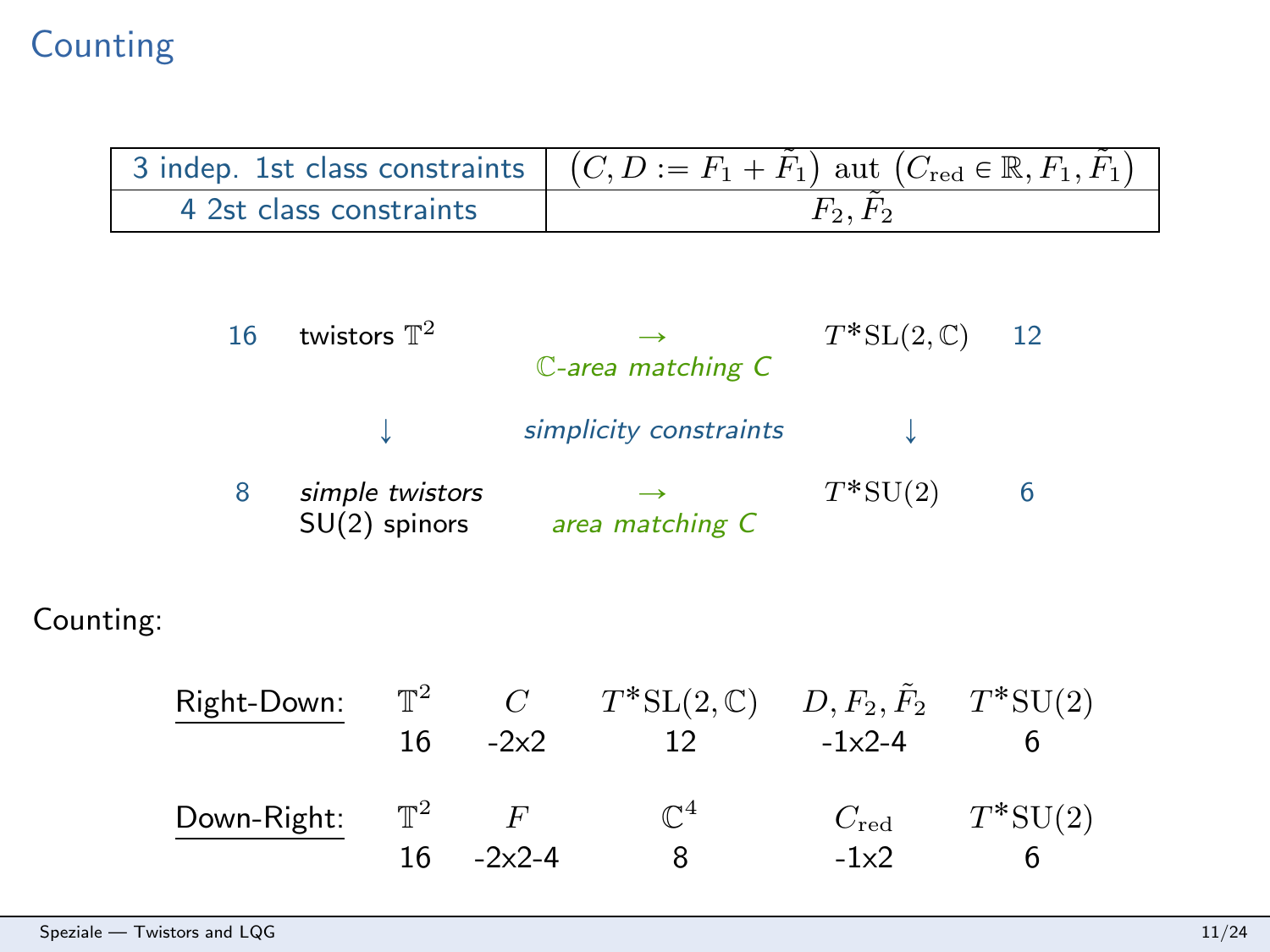# Counting

| 3 indep. 1st class constraints | $\left(C, D := F_1 + \tilde{F}_1\right)$ aut $\left(C_{\text{red}} \in \mathbb{R}, F_1, \tilde{F}_1\right)$ |
|---|---|
| 4 2st class constraints | $F_2, \tilde{F}_2$ |

| | | | | |
|---|---|---|---|---|
| 16 | twistors $\mathbb{T}^2$ | $\rightarrow$ *$\mathbb{C}$-area matching C* | $T^*\mathrm{SL}(2,\mathbb{C})$ | 12 |
| | $\downarrow$ | *simplicity constraints* | $\downarrow$ | |
| 8 | *simple twistors* SU(2) spinors | $\rightarrow$ *area matching C* | $T^*\mathrm{SU}(2)$ | 6 |

Counting:

| | | | | | |
|---|---|---|---|---|---|
| Right-Down: | $\mathbb{T}^2$ | $C$ | $T^*\mathrm{SL}(2,\mathbb{C})$ | $D, F_2, \tilde{F}_2$ | $T^*\mathrm{SU}(2)$ |
| | 16 | -2x2 | 12 | -1x2-4 | 6 |
| Down-Right: | $\mathbb{T}^2$ | $F$ | $\mathbb{C}^4$ | $C_{\text{red}}$ | $T^*\mathrm{SU}(2)$ |
| | 16 | -2x2-4 | 8 | -1x2 | 6 |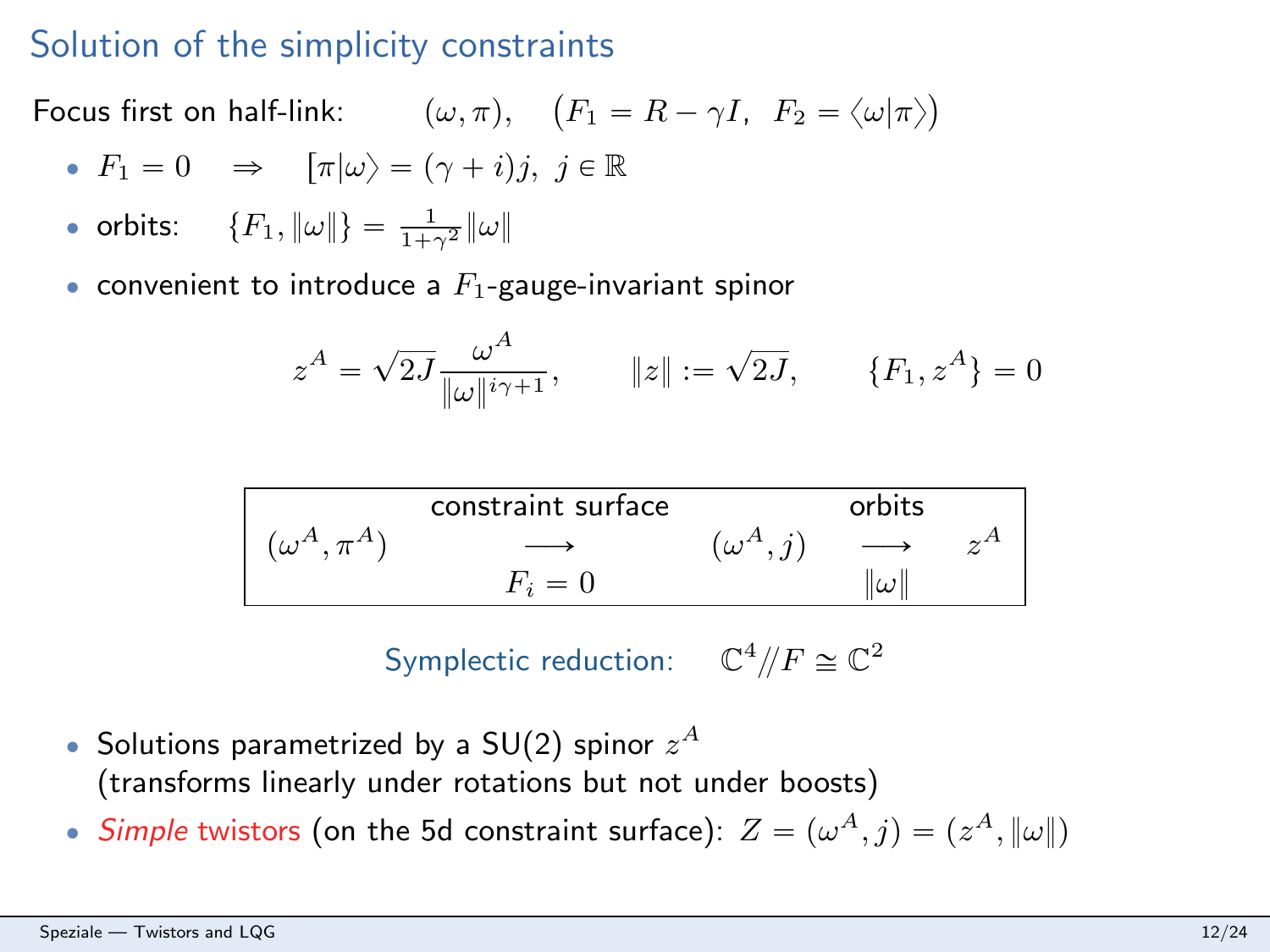# Solution of the simplicity constraints

Focus first on half-link: $\quad (\omega, \pi), \quad \big(F_1 = R - \gamma I, \;\; F_2 = \langle \omega | \pi \rangle\big)$

- $F_1 = 0 \quad \Rightarrow \quad [\pi|\omega\rangle = (\gamma + i)j, \;\; j \in \mathbb{R}$
- orbits: $\quad \{F_1, \|\omega\|\} = \frac{1}{1+\gamma^2}\|\omega\|$
- convenient to introduce a $F_1$-gauge-invariant spinor

$$z^A = \sqrt{2J}\frac{\omega^A}{\|\omega\|^{i\gamma+1}}, \qquad \|z\| := \sqrt{2J}, \qquad \{F_1, z^A\} = 0$$

| | constraint surface | | orbits | |
|---|---|---|---|---|
| $(\omega^A, \pi^A)$ | $\longrightarrow$ | $(\omega^A, j)$ | $\longrightarrow$ | $z^A$ |
| | $F_i = 0$ | | $\|\omega\|$ | |

Symplectic reduction: $\quad \mathbb{C}^4 /\!/ F \cong \mathbb{C}^2$

- Solutions parametrized by a SU(2) spinor $z^A$ (transforms linearly under rotations but not under boosts)
- *Simple* twistors (on the 5d constraint surface): $Z = (\omega^A, j) = (z^A, \|\omega\|)$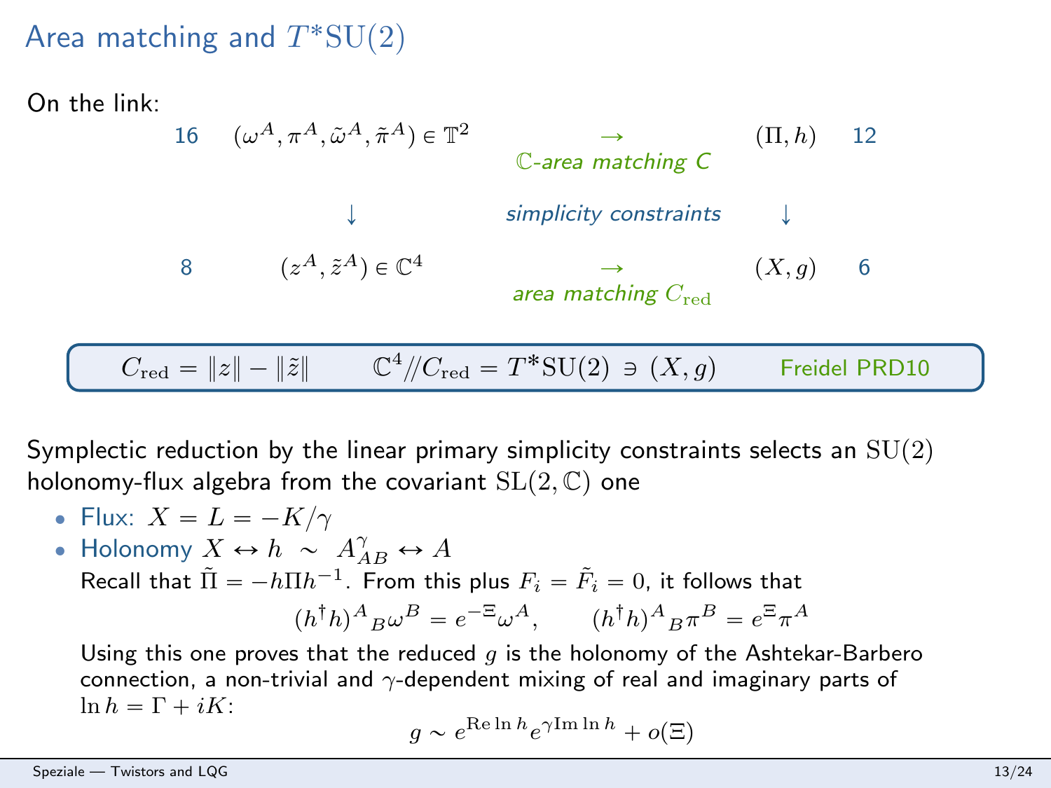# Area matching and $T^*\mathrm{SU}(2)$

On the link:

| | | | | |
|---|---|---|---|---|
| 16 | $(\omega^A, \pi^A, \tilde\omega^A, \tilde\pi^A) \in \mathbb{T}^2$ | $\rightarrow$ *$\mathbb{C}$-area matching C* | $(\Pi, h)$ | 12 |
| | $\downarrow$ | *simplicity constraints* | $\downarrow$ | |
| 8 | $(z^A, \tilde z^A) \in \mathbb{C}^4$ | $\rightarrow$ *area matching $C_{\mathrm{red}}$* | $(X, g)$ | 6 |

$C_{\mathrm{red}} = \|z\| - \|\tilde z\| \qquad \mathbb{C}^4 /\!/ C_{\mathrm{red}} = T^*\mathrm{SU}(2) \ni (X, g)$ &nbsp;&nbsp;&nbsp;&nbsp; Freidel PRD10

Symplectic reduction by the linear primary simplicity constraints selects an $\mathrm{SU}(2)$ holonomy-flux algebra from the covariant $\mathrm{SL}(2,\mathbb{C})$ one

- Flux: $X = L = -K/\gamma$
- Holonomy $X \leftrightarrow h \;\sim\; A^{\gamma}_{AB} \leftrightarrow A$

  Recall that $\tilde\Pi = -h\Pi h^{-1}$. From this plus $F_i = \tilde F_i = 0$, it follows that

  $$(h^\dagger h)^A{}_B \omega^B = e^{-\Xi}\omega^A, \qquad (h^\dagger h)^A{}_B \pi^B = e^{\Xi}\pi^A$$

  Using this one proves that the reduced $g$ is the holonomy of the Ashtekar-Barbero connection, a non-trivial and $\gamma$-dependent mixing of real and imaginary parts of $\ln h = \Gamma + iK$:

  $$g \sim e^{\mathrm{Re}\ln h} e^{\gamma \mathrm{Im}\ln h} + o(\Xi)$$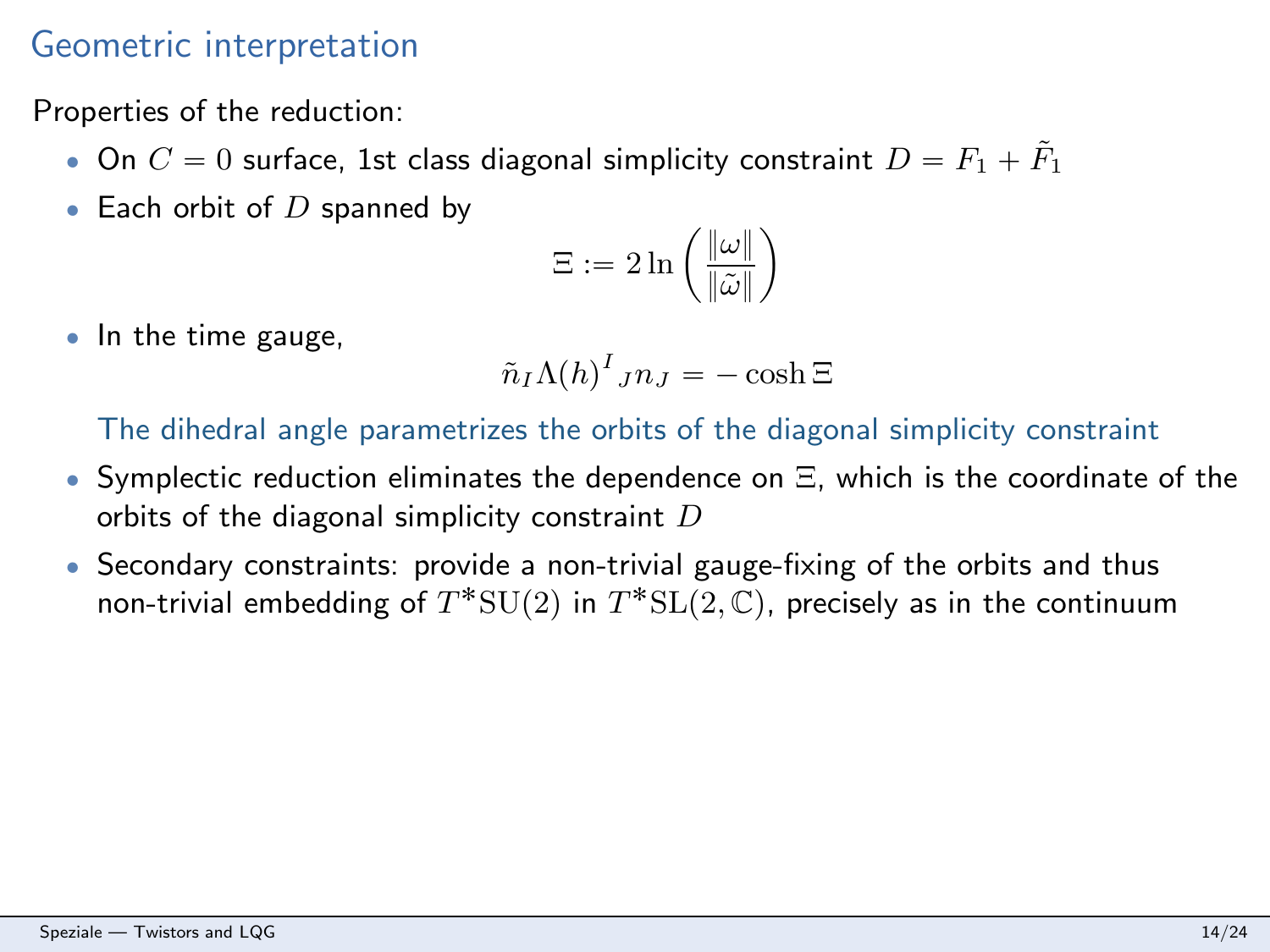# Geometric interpretation

Properties of the reduction:

- On $C = 0$ surface, 1st class diagonal simplicity constraint $D = F_1 + \tilde{F}_1$
- Each orbit of $D$ spanned by

$$\Xi := 2 \ln \left( \frac{\|\omega\|}{\|\tilde{\omega}\|} \right)$$

- In the time gauge,

$$\tilde{n}_I \Lambda(h)^I{}_J n_J = -\cosh \Xi$$

  The dihedral angle parametrizes the orbits of the diagonal simplicity constraint

- Symplectic reduction eliminates the dependence on $\Xi$, which is the coordinate of the orbits of the diagonal simplicity constraint $D$
- Secondary constraints: provide a non-trivial gauge-fixing of the orbits and thus non-trivial embedding of $T^*\mathrm{SU}(2)$ in $T^*\mathrm{SL}(2, \mathbb{C})$, precisely as in the continuum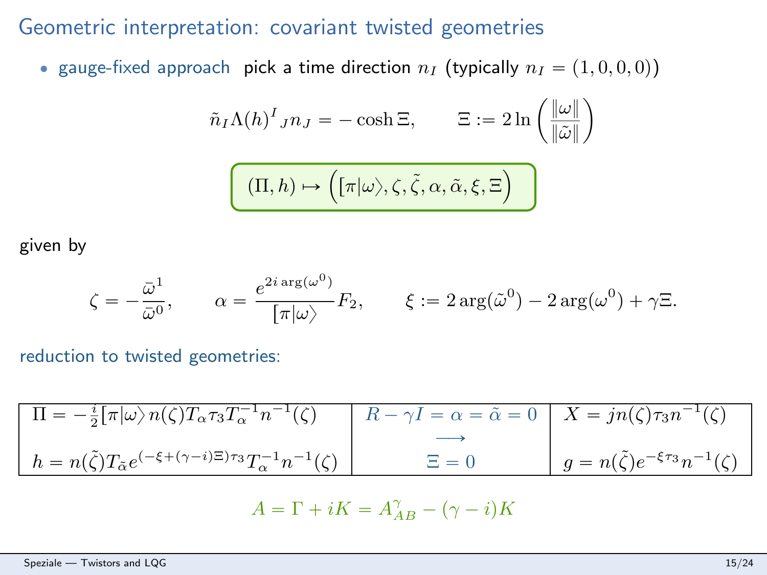# Geometric interpretation: covariant twisted geometries

- gauge-fixed approach pick a time direction $n_I$ (typically $n_I = (1,0,0,0)$)

$$\tilde{n}_I \Lambda(h)^I{}_J n_J = -\cosh \Xi, \qquad \Xi := 2 \ln \left( \frac{\|\omega\|}{\|\tilde{\omega}\|} \right)$$

$$\boxed{(\Pi, h) \mapsto \Big( [\pi|\omega\rangle, \zeta, \tilde{\zeta}, \alpha, \tilde{\alpha}, \xi, \Xi \Big)}$$

given by

$$\zeta = -\frac{\bar{\omega}^1}{\bar{\omega}^0}, \qquad \alpha = \frac{e^{2i \arg(\omega^0)}}{[\pi|\omega\rangle} F_2, \qquad \xi := 2\arg(\tilde{\omega}^0) - 2\arg(\omega^0) + \gamma \Xi.$$

reduction to twisted geometries:

| | | |
|---|---|---|
| $\Pi = -\frac{i}{2}[\pi\|\omega\rangle\, n(\zeta) T_\alpha \tau_3 T_\alpha^{-1} n^{-1}(\zeta)$ | $R - \gamma I = \alpha = \tilde{\alpha} = 0$ | $X = j n(\zeta) \tau_3 n^{-1}(\zeta)$ |
| | $\longrightarrow$ | |
| $h = n(\tilde{\zeta}) T_{\tilde{\alpha}} e^{(-\xi + (\gamma - i)\Xi)\tau_3} T_\alpha^{-1} n^{-1}(\zeta)$ | $\Xi = 0$ | $g = n(\tilde{\zeta}) e^{-\xi \tau_3} n^{-1}(\zeta)$ |

$$A = \Gamma + iK = A^\gamma_{AB} - (\gamma - i) K$$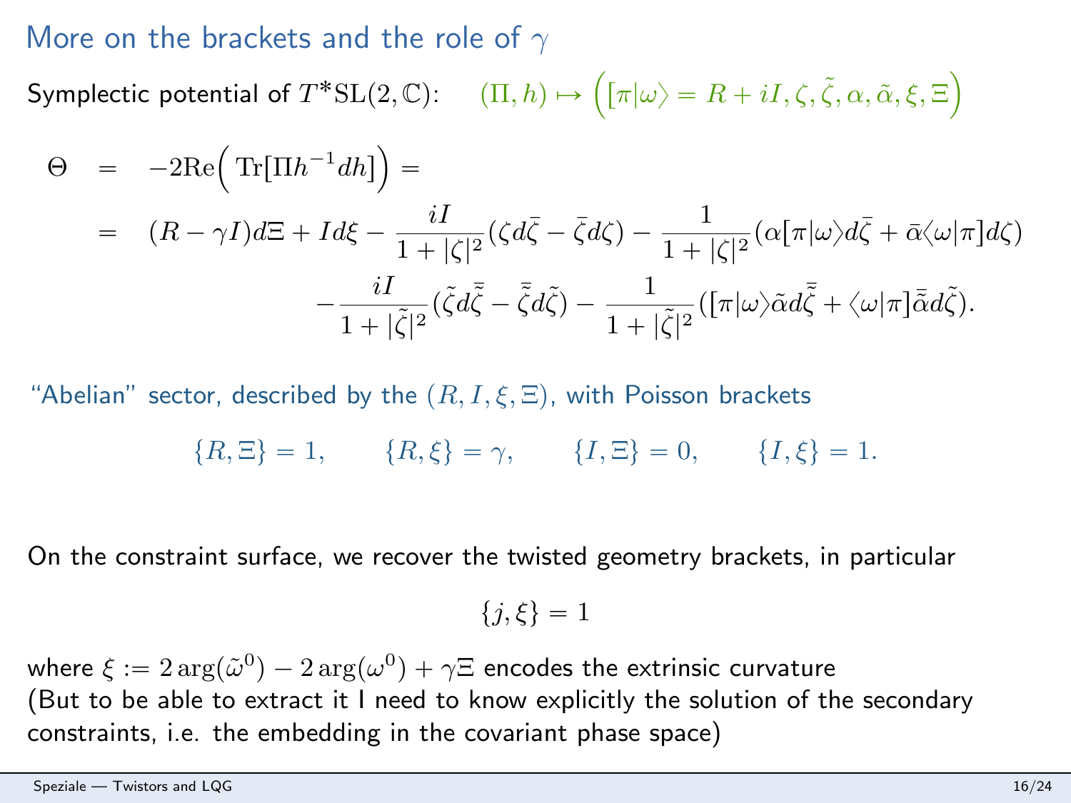## More on the brackets and the role of $\gamma$

Symplectic potential of $T^*\mathrm{SL}(2,\mathbb{C})$: $\quad (\Pi, h) \mapsto \Big( [\pi|\omega\rangle = R + iI, \zeta, \tilde{\zeta}, \alpha, \tilde{\alpha}, \xi, \Xi \Big)$

$$
\begin{aligned}
\Theta &= -2\mathrm{Re}\Big( \mathrm{Tr}[\Pi h^{-1} dh] \Big) = \\
&= (R - \gamma I) d\Xi + I d\xi - \frac{iI}{1+|\zeta|^2}(\zeta d\bar{\zeta} - \bar{\zeta} d\zeta) - \frac{1}{1+|\zeta|^2}(\alpha [\pi|\omega\rangle d\bar{\zeta} + \bar{\alpha} \langle\omega|\pi] d\zeta) \\
&\qquad - \frac{iI}{1+|\tilde{\zeta}|^2}(\tilde{\zeta} d\bar{\tilde{\zeta}} - \bar{\tilde{\zeta}} d\tilde{\zeta}) - \frac{1}{1+|\tilde{\zeta}|^2}([\pi|\omega\rangle \tilde{\alpha} d\bar{\tilde{\zeta}} + \langle\omega|\pi] \bar{\tilde{\alpha}} d\tilde{\zeta}).
\end{aligned}
$$

"Abelian" sector, described by the $(R, I, \xi, \Xi)$, with Poisson brackets

$$
\{R, \Xi\} = 1, \qquad \{R, \xi\} = \gamma, \qquad \{I, \Xi\} = 0, \qquad \{I, \xi\} = 1.
$$

On the constraint surface, we recover the twisted geometry brackets, in particular

$$
\{j, \xi\} = 1
$$

where $\xi := 2\arg(\tilde{\omega}^0) - 2\arg(\omega^0) + \gamma\Xi$ encodes the extrinsic curvature
(But to be able to extract it I need to know explicitly the solution of the secondary constraints, i.e. the embedding in the covariant phase space)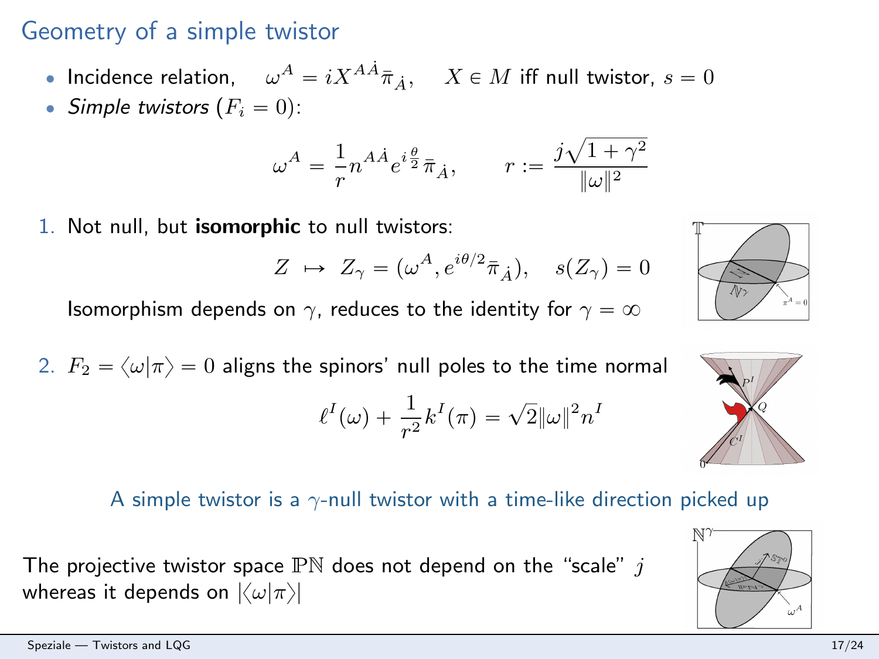## Geometry of a simple twistor

- Incidence relation, $\omega^A = iX^{A\dot{A}}\bar{\pi}_{\dot{A}}$, $X \in M$ iff null twistor, $s = 0$
- *Simple twistors* ($F_i = 0$):

$$\omega^A = \frac{1}{r} n^{A\dot{A}} e^{i\frac{\theta}{2}} \bar{\pi}_{\dot{A}}, \qquad r := \frac{j\sqrt{1+\gamma^2}}{\|\omega\|^2}$$

1. Not null, but **isomorphic** to null twistors:

$$Z \;\mapsto\; Z_\gamma = (\omega^A, e^{i\theta/2}\bar{\pi}_{\dot{A}}), \quad s(Z_\gamma) = 0$$

   Isomorphism depends on $\gamma$, reduces to the identity for $\gamma = \infty$

2. $F_2 = \langle \omega | \pi \rangle = 0$ aligns the spinors' null poles to the time normal

$$\ell^I(\omega) + \frac{1}{r^2} k^I(\pi) = \sqrt{2}\|\omega\|^2 n^I$$

A simple twistor is a $\gamma$-null twistor with a time-like direction picked up

The projective twistor space $\mathbb{PN}$ does not depend on the "scale" $j$ whereas it depends on $|\langle \omega | \pi \rangle|$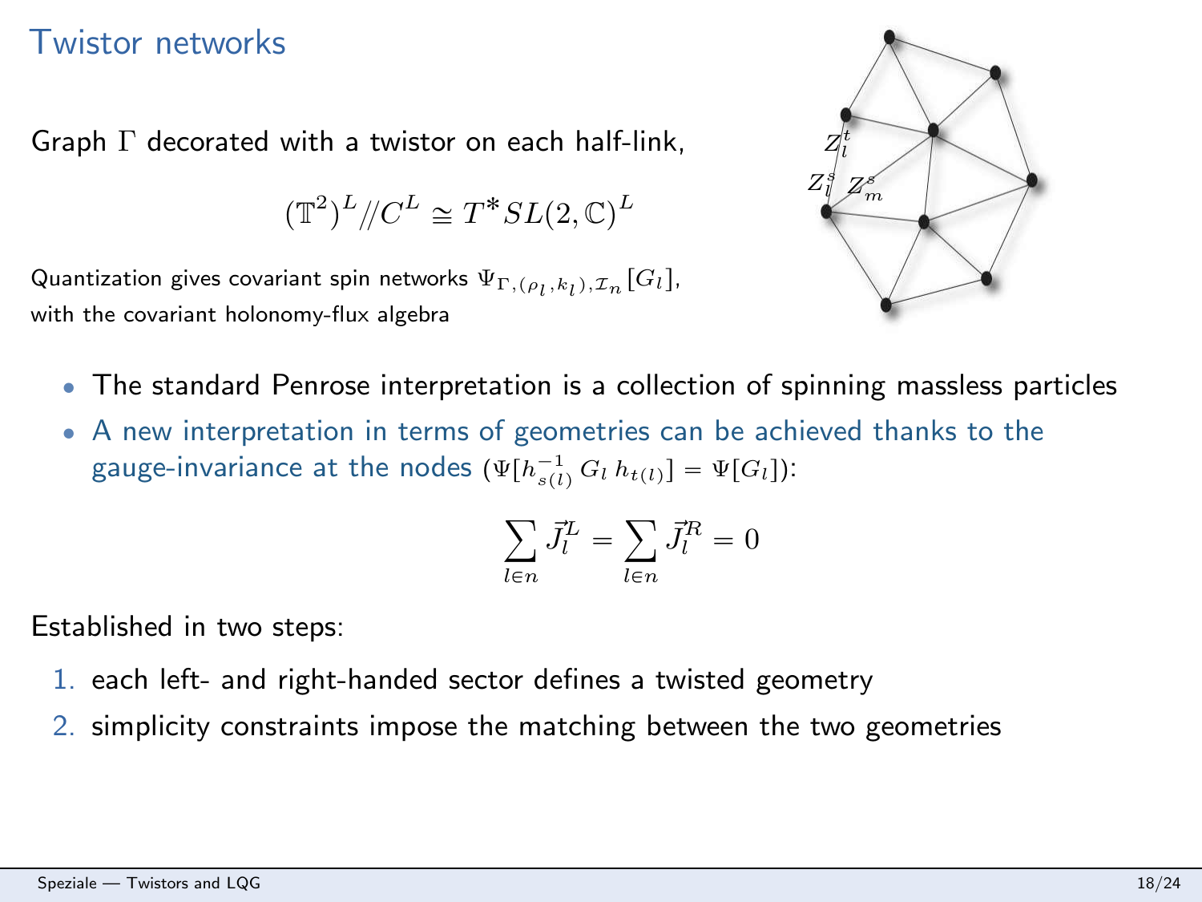# Twistor networks

Graph $\Gamma$ decorated with a twistor on each half-link,

$$(\mathbb{T}^2)^L /\!/ C^L \cong T^*SL(2,\mathbb{C})^L$$

Quantization gives covariant spin networks $\Psi_{\Gamma,(\rho_l,k_l),\mathcal{I}_n}[G_l]$, with the covariant holonomy-flux algebra

- The standard Penrose interpretation is a collection of spinning massless particles
- A new interpretation in terms of geometries can be achieved thanks to the gauge-invariance at the nodes ($\Psi[h^{-1}_{s(l)}\, G_l\, h_{t(l)}] = \Psi[G_l]$):

$$\sum_{l\in n} \vec{J}^L_l = \sum_{l\in n} \vec{J}^R_l = 0$$

Established in two steps:

1. each left- and right-handed sector defines a twisted geometry
2. simplicity constraints impose the matching between the two geometries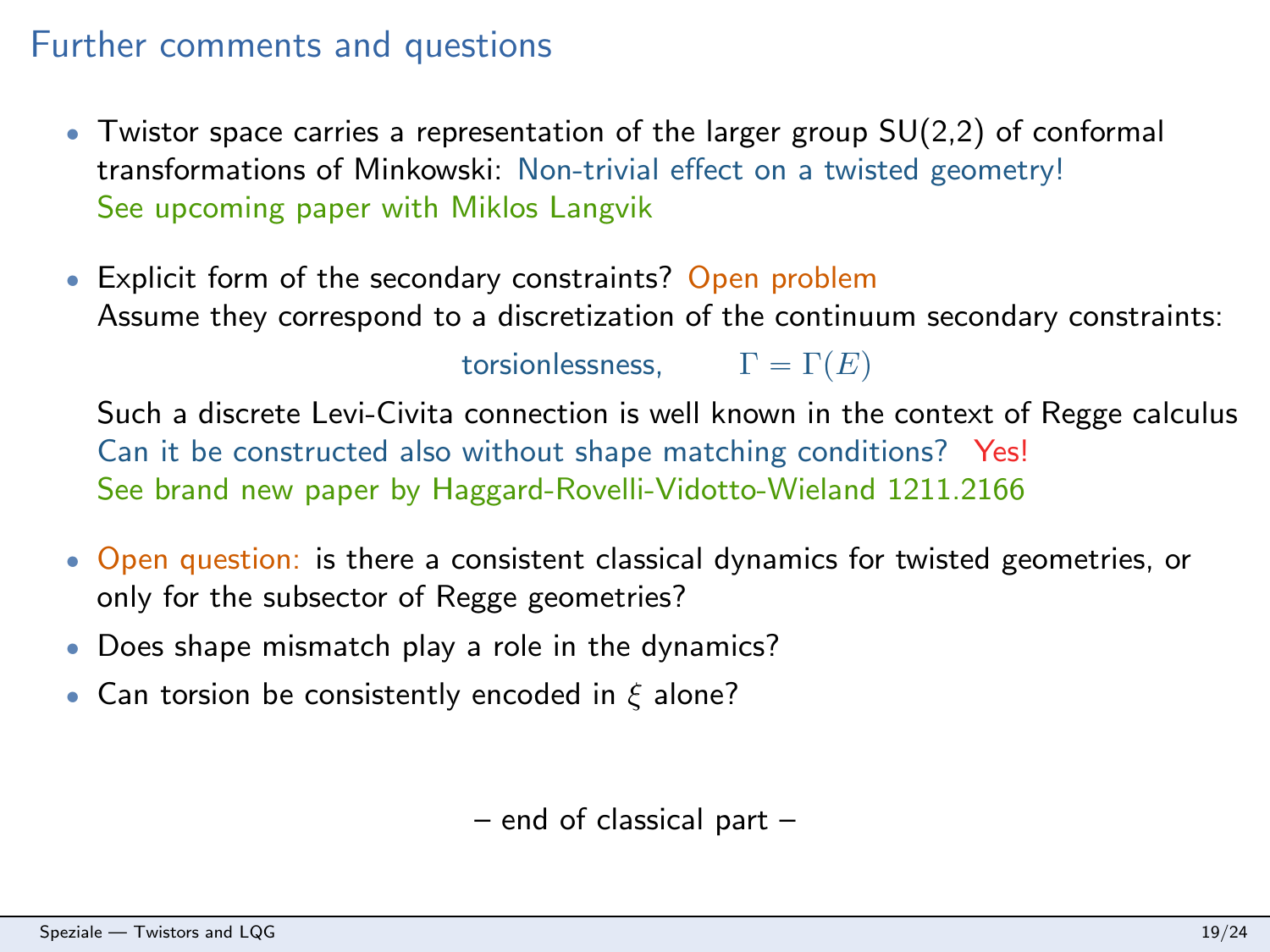## Further comments and questions

- Twistor space carries a representation of the larger group SU(2,2) of conformal transformations of Minkowski: Non-trivial effect on a twisted geometry!
  See upcoming paper with Miklos Langvik

- Explicit form of the secondary constraints? Open problem
  Assume they correspond to a discretization of the continuum secondary constraints:

  torsionlessness, $\qquad \Gamma = \Gamma(E)$

  Such a discrete Levi-Civita connection is well known in the context of Regge calculus
  Can it be constructed also without shape matching conditions? Yes!
  See brand new paper by Haggard-Rovelli-Vidotto-Wieland 1211.2166

- Open question: is there a consistent classical dynamics for twisted geometries, or only for the subsector of Regge geometries?
- Does shape mismatch play a role in the dynamics?
- Can torsion be consistently encoded in $\xi$ alone?

– end of classical part –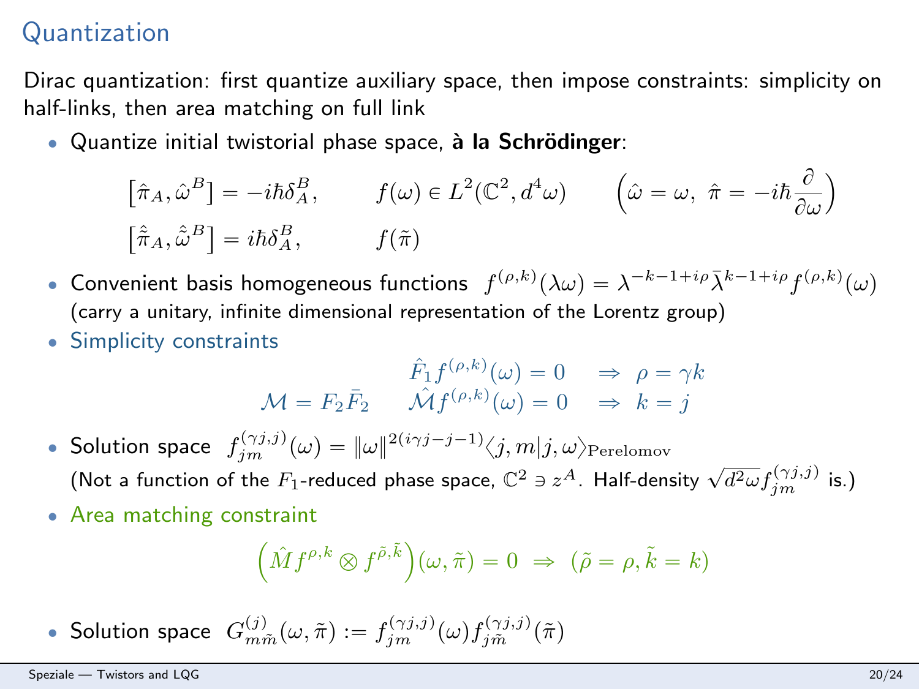# Quantization

Dirac quantization: first quantize auxiliary space, then impose constraints: simplicity on half-links, then area matching on full link

- Quantize initial twistorial phase space, **à la Schrödinger**:

$$[\hat{\pi}_A, \hat{\omega}^B] = -i\hbar\delta_A^B, \qquad f(\omega) \in L^2(\mathbb{C}^2, d^4\omega) \qquad \left(\hat{\omega} = \omega,\ \hat{\pi} = -i\hbar\frac{\partial}{\partial\omega}\right)$$

$$[\hat{\tilde{\pi}}_A, \hat{\tilde{\omega}}^B] = i\hbar\delta_A^B, \qquad f(\tilde{\pi})$$

- Convenient basis homogeneous functions $f^{(\rho,k)}(\lambda\omega) = \lambda^{-k-1+i\rho}\bar{\lambda}^{k-1+i\rho} f^{(\rho,k)}(\omega)$ (carry a unitary, infinite dimensional representation of the Lorentz group)
- Simplicity constraints

$$\hat{F}_1 f^{(\rho,k)}(\omega) = 0 \quad \Rightarrow \ \rho = \gamma k$$

$$\mathcal{M} = F_2\bar{F}_2 \qquad \hat{\mathcal{M}} f^{(\rho,k)}(\omega) = 0 \quad \Rightarrow \ k = j$$

- Solution space $f^{(\gamma j,j)}_{jm}(\omega) = \|\omega\|^{2(i\gamma j - j - 1)}\langle j, m | j, \omega\rangle_{\text{Perelomov}}$
  (Not a function of the $F_1$-reduced phase space, $\mathbb{C}^2 \ni z^A$. Half-density $\sqrt{d^2\omega}f^{(\gamma j,j)}_{jm}$ is.)
- Area matching constraint

$$\left(\hat{M}f^{\rho,k} \otimes f^{\tilde{\rho},\tilde{k}}\right)(\omega,\tilde{\pi}) = 0 \ \Rightarrow \ (\tilde{\rho} = \rho, \tilde{k} = k)$$

- Solution space $G^{(j)}_{m\tilde{m}}(\omega,\tilde{\pi}) := f^{(\gamma j,j)}_{jm}(\omega) f^{(\gamma j,j)}_{j\tilde{m}}(\tilde{\pi})$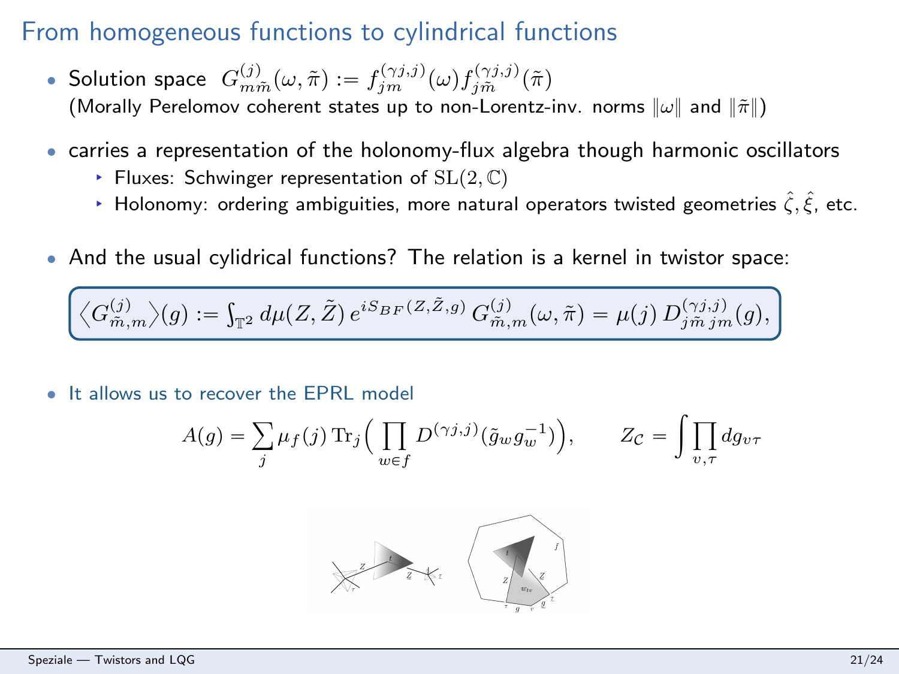# From homogeneous functions to cylindrical functions

- Solution space $G^{(j)}_{m\tilde{m}}(\omega,\tilde{\pi}) := f^{(\gamma j,j)}_{jm}(\omega) f^{(\gamma j,j)}_{j\tilde{m}}(\tilde{\pi})$
  (Morally Perelomov coherent states up to non-Lorentz-inv. norms $\|\omega\|$ and $\|\tilde{\pi}\|$)
- carries a representation of the holonomy-flux algebra though harmonic oscillators
  - Fluxes: Schwinger representation of $\mathrm{SL}(2,\mathbb{C})$
  - Holonomy: ordering ambiguities, more natural operators twisted geometries $\hat{\zeta}, \hat{\xi}$, etc.
- And the usual cylidrical functions? The relation is a kernel in twistor space:

$$\langle G^{(j)}_{\tilde{m},m}\rangle(g) := \int_{\mathbb{T}^2} d\mu(Z,\tilde{Z})\, e^{iS_{BF}(Z,\tilde{Z},g)}\, G^{(j)}_{\tilde{m},m}(\omega,\tilde{\pi}) = \mu(j)\, D^{(\gamma j,j)}_{j\tilde{m}\, jm}(g),$$

- It allows us to recover the EPRL model

$$A(g) = \sum_j \mu_f(j)\,\mathrm{Tr}_j\Big(\prod_{w\in f} D^{(\gamma j,j)}(\tilde{g}_w g_w^{-1})\Big), \qquad Z_{\mathcal{C}} = \int \prod_{v,\tau} dg_{v\tau}$$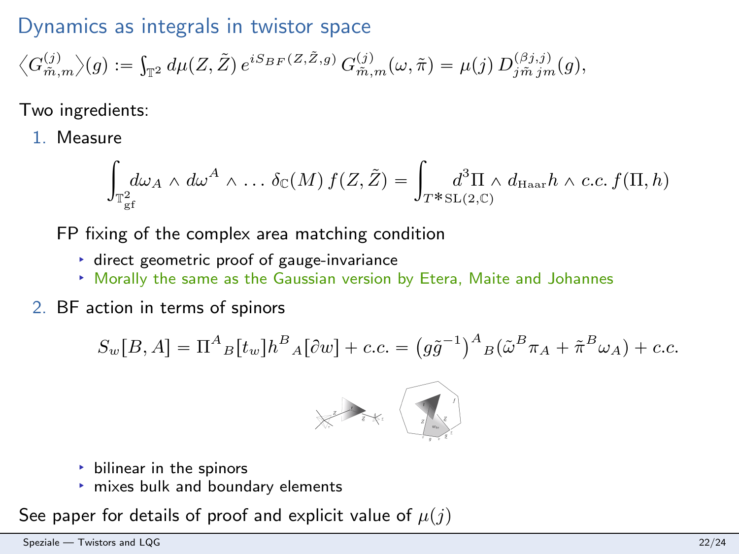# Dynamics as integrals in twistor space

$$\left\langle G^{(j)}_{\tilde m,m}\right\rangle(g) := \int_{\mathbb{T}^2} d\mu(Z,\tilde Z)\, e^{iS_{BF}(Z,\tilde Z,g)}\, G^{(j)}_{\tilde m,m}(\omega,\tilde\pi) = \mu(j)\, D^{(\beta j,j)}_{j\tilde m\, jm}(g),$$

Two ingredients:

1. Measure

$$\int_{\mathbb{T}^2_{\rm gf}} d\omega_A \wedge d\omega^A \wedge \ldots\, \delta_{\mathbb{C}}(M)\, f(Z,\tilde Z) = \int_{T^*\mathrm{SL}(2,\mathbb{C})} d^3\Pi \wedge d_{\rm Haar}h \wedge c.c.\, f(\Pi,h)$$

   FP fixing of the complex area matching condition

   - direct geometric proof of gauge-invariance
   - Morally the same as the Gaussian version by Etera, Maite and Johannes

2. BF action in terms of spinors

$$S_w[B,A] = \Pi^A{}_B[t_w] h^B{}_A[\partial w] + c.c. = \left(g\tilde g^{-1}\right)^A{}_B(\tilde\omega^B\pi_A + \tilde\pi^B\omega_A) + c.c.$$

   - bilinear in the spinors
   - mixes bulk and boundary elements

See paper for details of proof and explicit value of $\mu(j)$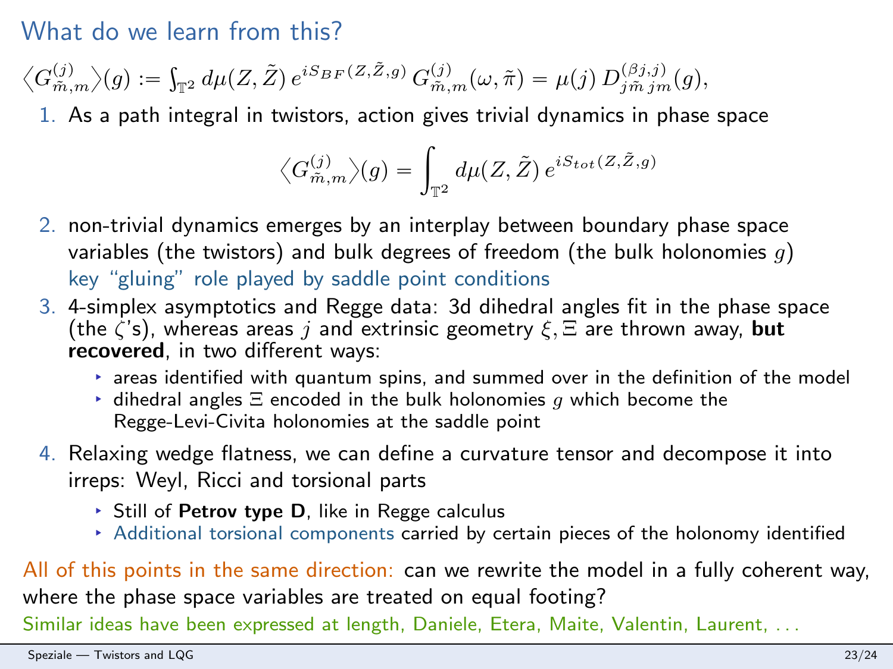# What do we learn from this?

$$\langle G^{(j)}_{\tilde{m},m}\rangle(g) := \int_{\mathbb{T}^2} d\mu(Z,\tilde{Z})\, e^{iS_{BF}(Z,\tilde{Z},g)}\, G^{(j)}_{\tilde{m},m}(\omega,\tilde{\pi}) = \mu(j)\, D^{(\beta j,j)}_{j\tilde{m}\, jm}(g),$$

1. As a path integral in twistors, action gives trivial dynamics in phase space

$$\langle G^{(j)}_{\tilde{m},m}\rangle(g) = \int_{\mathbb{T}^2} d\mu(Z,\tilde{Z})\, e^{iS_{tot}(Z,\tilde{Z},g)}$$

2. non-trivial dynamics emerges by an interplay between boundary phase space variables (the twistors) and bulk degrees of freedom (the bulk holonomies $g$)
   key "gluing" role played by saddle point conditions
3. 4-simplex asymptotics and Regge data: 3d dihedral angles fit in the phase space (the $\zeta$'s), whereas areas $j$ and extrinsic geometry $\xi, \Xi$ are thrown away, **but recovered**, in two different ways:
   - areas identified with quantum spins, and summed over in the definition of the model
   - dihedral angles $\Xi$ encoded in the bulk holonomies $g$ which become the Regge-Levi-Civita holonomies at the saddle point
4. Relaxing wedge flatness, we can define a curvature tensor and decompose it into irreps: Weyl, Ricci and torsional parts
   - Still of **Petrov type D**, like in Regge calculus
   - Additional torsional components carried by certain pieces of the holonomy identified

All of this points in the same direction: can we rewrite the model in a fully coherent way, where the phase space variables are treated on equal footing?

Similar ideas have been expressed at length, Daniele, Etera, Maite, Valentin, Laurent, ...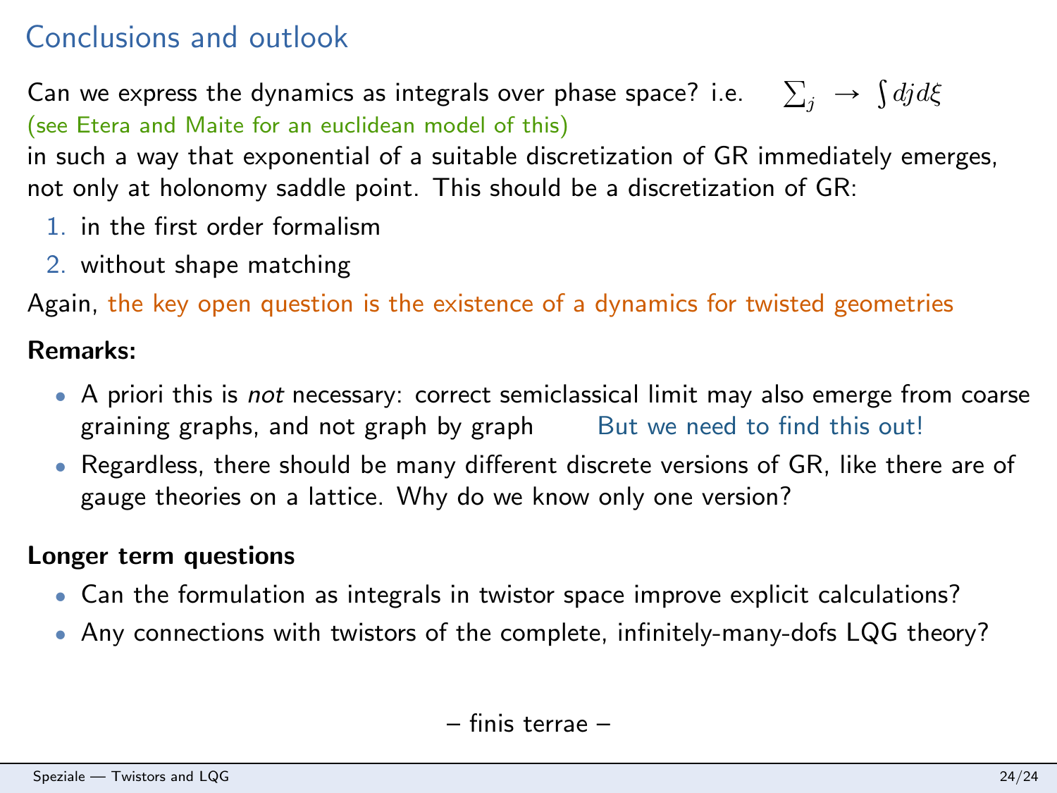## Conclusions and outlook

Can we express the dynamics as integrals over phase space? i.e. $\sum_j \rightarrow \int dj d\xi$
(see Etera and Maite for an euclidean model of this)
in such a way that exponential of a suitable discretization of GR immediately emerges, not only at holonomy saddle point. This should be a discretization of GR:

1. in the first order formalism
2. without shape matching

Again, the key open question is the existence of a dynamics for twisted geometries

**Remarks:**

- A priori this is *not* necessary: correct semiclassical limit may also emerge from coarse graining graphs, and not graph by graph    But we need to find this out!
- Regardless, there should be many different discrete versions of GR, like there are of gauge theories on a lattice. Why do we know only one version?

**Longer term questions**

- Can the formulation as integrals in twistor space improve explicit calculations?
- Any connections with twistors of the complete, infinitely-many-dofs LQG theory?

– finis terrae –